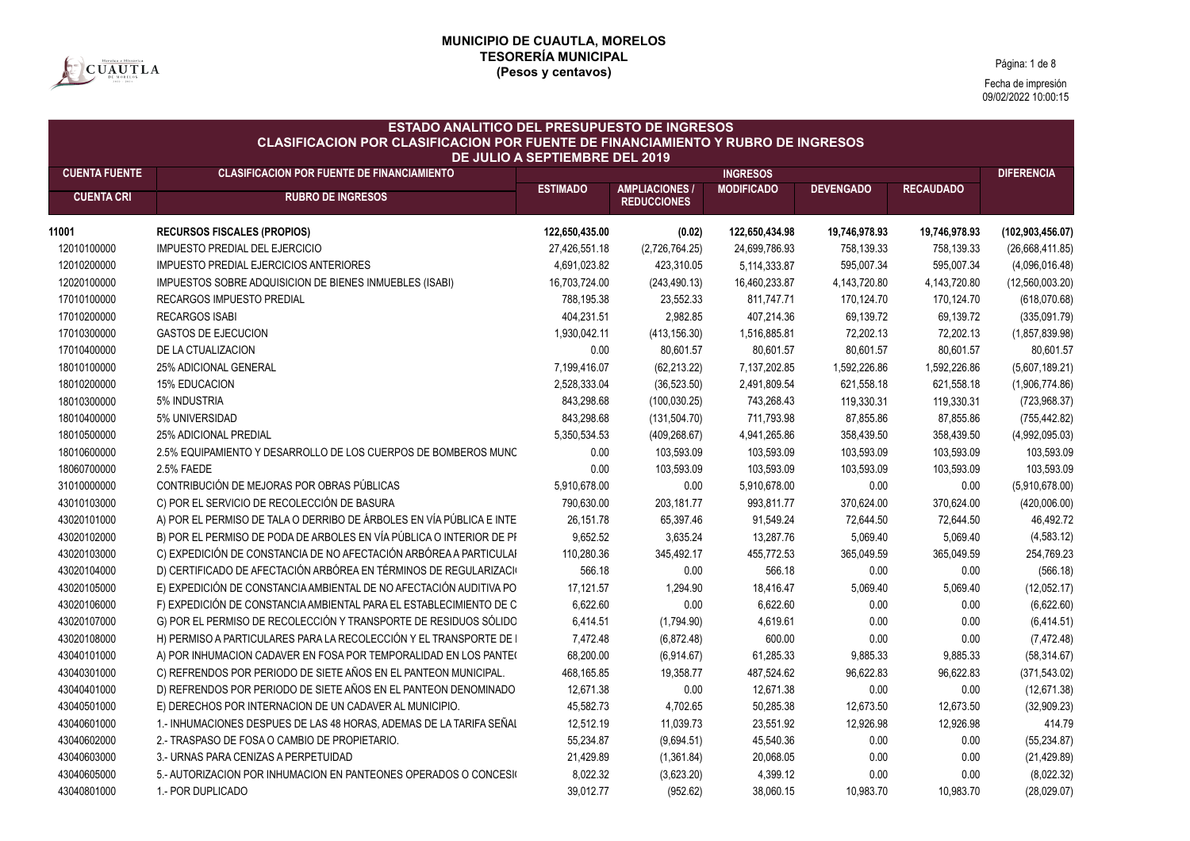**MUNICIPIO DE CUAUTLA, MORELOS**
**TESORERÍA MUNICIPAL**
**(Pesos y centavos)**

Fecha de impresión
09/02/2022 10:00:15

## ESTADO ANALITICO DEL PRESUPUESTO DE INGRESOS
### CLASIFICACION POR CLASIFICACION POR FUENTE DE FINANCIAMIENTO Y RUBRO DE INGRESOS
### DE JULIO A SEPTIEMBRE DEL 2019

| CUENTA FUENTE | CLASIFICACION POR FUENTE DE FINANCIAMIENTO | INGRESOS | | | | | DIFERENCIA |
|---|---|---|---|---|---|---|---|
| CUENTA CRI | RUBRO DE INGRESOS | ESTIMADO | AMPLIACIONES / REDUCCIONES | MODIFICADO | DEVENGADO | RECAUDADO | |
| **11001** | **RECURSOS FISCALES (PROPIOS)** | **122,650,435.00** | **(0.02)** | **122,650,434.98** | **19,746,978.93** | **19,746,978.93** | **(102,903,456.07)** |
| 12010100000 | IMPUESTO PREDIAL DEL EJERCICIO | 27,426,551.18 | (2,726,764.25) | 24,699,786.93 | 758,139.33 | 758,139.33 | (26,668,411.85) |
| 12010200000 | IMPUESTO PREDIAL EJERCICIOS ANTERIORES | 4,691,023.82 | 423,310.05 | 5,114,333.87 | 595,007.34 | 595,007.34 | (4,096,016.48) |
| 12020100000 | IMPUESTOS SOBRE ADQUISICION DE BIENES INMUEBLES (ISABI) | 16,703,724.00 | (243,490.13) | 16,460,233.87 | 4,143,720.80 | 4,143,720.80 | (12,560,003.20) |
| 17010100000 | RECARGOS IMPUESTO PREDIAL | 788,195.38 | 23,552.33 | 811,747.71 | 170,124.70 | 170,124.70 | (618,070.68) |
| 17010200000 | RECARGOS ISABI | 404,231.51 | 2,982.85 | 407,214.36 | 69,139.72 | 69,139.72 | (335,091.79) |
| 17010300000 | GASTOS DE EJECUCION | 1,930,042.11 | (413,156.30) | 1,516,885.81 | 72,202.13 | 72,202.13 | (1,857,839.98) |
| 17010400000 | DE LA CTUALIZACION | 0.00 | 80,601.57 | 80,601.57 | 80,601.57 | 80,601.57 | 80,601.57 |
| 18010100000 | 25% ADICIONAL GENERAL | 7,199,416.07 | (62,213.22) | 7,137,202.85 | 1,592,226.86 | 1,592,226.86 | (5,607,189.21) |
| 18010200000 | 15% EDUCACION | 2,528,333.04 | (36,523.50) | 2,491,809.54 | 621,558.18 | 621,558.18 | (1,906,774.86) |
| 18010300000 | 5% INDUSTRIA | 843,298.68 | (100,030.25) | 743,268.43 | 119,330.31 | 119,330.31 | (723,968.37) |
| 18010400000 | 5% UNIVERSIDAD | 843,298.68 | (131,504.70) | 711,793.98 | 87,855.86 | 87,855.86 | (755,442.82) |
| 18010500000 | 25% ADICIONAL PREDIAL | 5,350,534.53 | (409,268.67) | 4,941,265.86 | 358,439.50 | 358,439.50 | (4,992,095.03) |
| 18010600000 | 2.5% EQUIPAMIENTO Y DESARROLLO DE LOS CUERPOS DE BOMBEROS MUNC | 0.00 | 103,593.09 | 103,593.09 | 103,593.09 | 103,593.09 | 103,593.09 |
| 18060700000 | 2.5% FAEDE | 0.00 | 103,593.09 | 103,593.09 | 103,593.09 | 103,593.09 | 103,593.09 |
| 31010000000 | CONTRIBUCIÓN DE MEJORAS POR OBRAS PÚBLICAS | 5,910,678.00 | 0.00 | 5,910,678.00 | 0.00 | 0.00 | (5,910,678.00) |
| 43010103000 | C) POR EL SERVICIO DE RECOLECCIÓN DE BASURA | 790,630.00 | 203,181.77 | 993,811.77 | 370,624.00 | 370,624.00 | (420,006.00) |
| 43020101000 | A) POR EL PERMISO DE TALA O DERRIBO DE ÁRBOLES EN VÍA PÚBLICA E INTE | 26,151.78 | 65,397.46 | 91,549.24 | 72,644.50 | 72,644.50 | 46,492.72 |
| 43020102000 | B) POR EL PERMISO DE PODA DE ARBOLES EN VÍA PÚBLICA O INTERIOR DE PI | 9,652.52 | 3,635.24 | 13,287.76 | 5,069.40 | 5,069.40 | (4,583.12) |
| 43020103000 | C) EXPEDICIÓN DE CONSTANCIA DE NO AFECTACIÓN ARBÓREA A PARTICULAI | 110,280.36 | 345,492.17 | 455,772.53 | 365,049.59 | 365,049.59 | 254,769.23 |
| 43020104000 | D) CERTIFICADO DE AFECTACIÓN ARBÓREA EN TÉRMINOS DE REGULARIZACI | 566.18 | 0.00 | 566.18 | 0.00 | 0.00 | (566.18) |
| 43020105000 | E) EXPEDICIÓN DE CONSTANCIA AMBIENTAL DE NO AFECTACIÓN AUDITIVA PO | 17,121.57 | 1,294.90 | 18,416.47 | 5,069.40 | 5,069.40 | (12,052.17) |
| 43020106000 | F) EXPEDICIÓN DE CONSTANCIA AMBIENTAL PARA EL ESTABLECIMIENTO DE C | 6,622.60 | 0.00 | 6,622.60 | 0.00 | 0.00 | (6,622.60) |
| 43020107000 | G) POR EL PERMISO DE RECOLECCIÓN Y TRANSPORTE DE RESIDUOS SÓLIDO | 6,414.51 | (1,794.90) | 4,619.61 | 0.00 | 0.00 | (6,414.51) |
| 43020108000 | H) PERMISO A PARTICULARES PARA LA RECOLECCIÓN Y EL TRANSPORTE DE I | 7,472.48 | (6,872.48) | 600.00 | 0.00 | 0.00 | (7,472.48) |
| 43040101000 | A) POR INHUMACION CADAVER EN FOSA POR TEMPORALIDAD EN LOS PANTE( | 68,200.00 | (6,914.67) | 61,285.33 | 9,885.33 | 9,885.33 | (58,314.67) |
| 43040301000 | C) REFRENDOS POR PERIODO DE SIETE AÑOS EN EL PANTEON MUNICIPAL. | 468,165.85 | 19,358.77 | 487,524.62 | 96,622.83 | 96,622.83 | (371,543.02) |
| 43040401000 | D) REFRENDOS POR PERIODO DE SIETE AÑOS EN EL PANTEON DENOMINADO | 12,671.38 | 0.00 | 12,671.38 | 0.00 | 0.00 | (12,671.38) |
| 43040501000 | E) DERECHOS POR INTERNACION DE UN CADAVER AL MUNICIPIO. | 45,582.73 | 4,702.65 | 50,285.38 | 12,673.50 | 12,673.50 | (32,909.23) |
| 43040601000 | 1.- INHUMACIONES DESPUES DE LAS 48 HORAS, ADEMAS DE LA TARIFA SEÑAI | 12,512.19 | 11,039.73 | 23,551.92 | 12,926.98 | 12,926.98 | 414.79 |
| 43040602000 | 2.- TRASPASO DE FOSA O CAMBIO DE PROPIETARIO. | 55,234.87 | (9,694.51) | 45,540.36 | 0.00 | 0.00 | (55,234.87) |
| 43040603000 | 3.- URNAS PARA CENIZAS A PERPETUIDAD | 21,429.89 | (1,361.84) | 20,068.05 | 0.00 | 0.00 | (21,429.89) |
| 43040605000 | 5.- AUTORIZACION POR INHUMACION EN PANTEONES OPERADOS O CONCESI( | 8,022.32 | (3,623.20) | 4,399.12 | 0.00 | 0.00 | (8,022.32) |
| 43040801000 | 1.- POR DUPLICADO | 39,012.77 | (952.62) | 38,060.15 | 10,983.70 | 10,983.70 | (28,029.07) |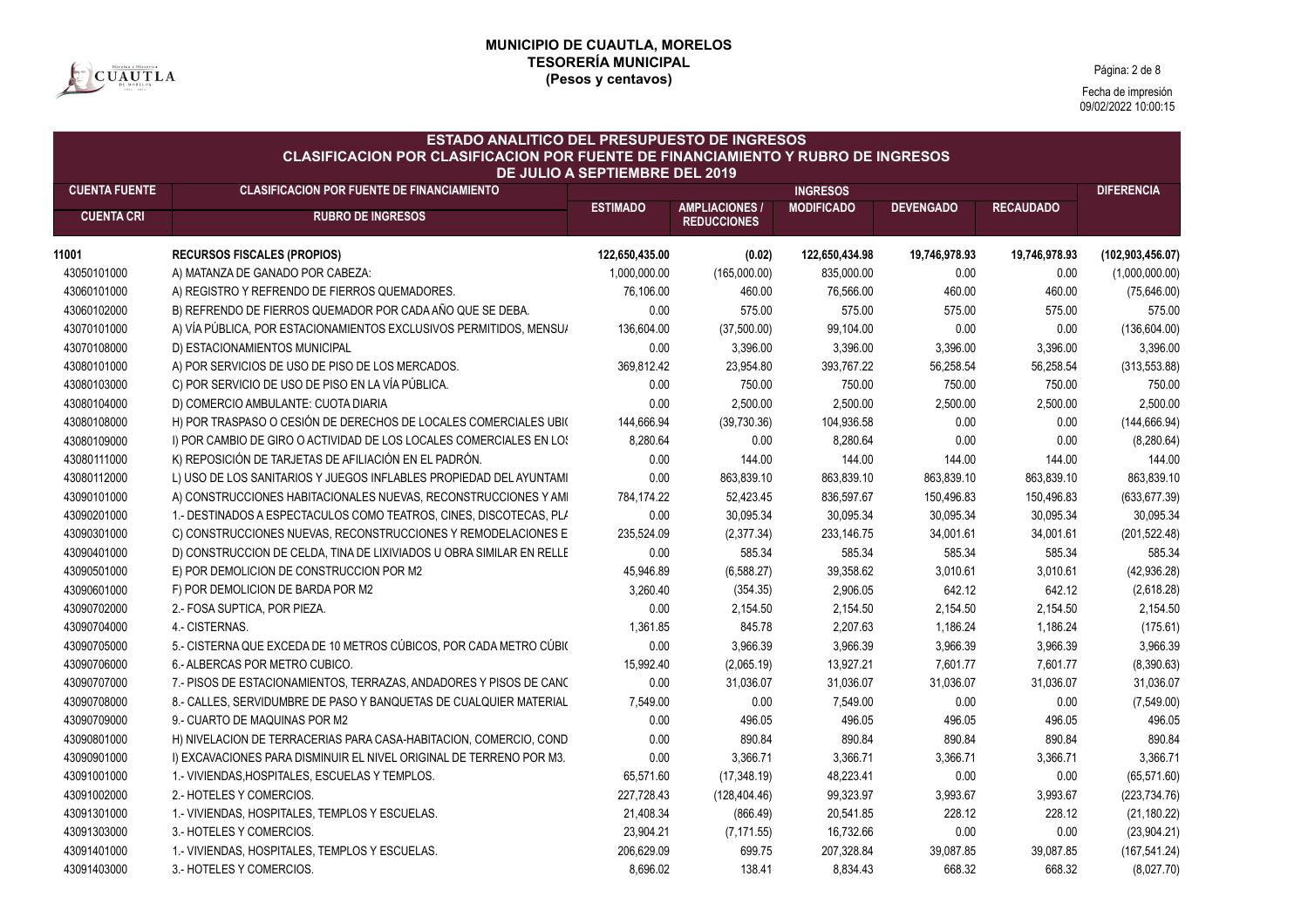**MUNICIPIO DE CUAUTLA, MORELOS**
**TESORERÍA MUNICIPAL**
**(Pesos y centavos)**

Fecha de impresión
09/02/2022 10:00:15

## ESTADO ANALITICO DEL PRESUPUESTO DE INGRESOS
### CLASIFICACION POR CLASIFICACION POR FUENTE DE FINANCIAMIENTO Y RUBRO DE INGRESOS
### DE JULIO A SEPTIEMBRE DEL 2019

| CUENTA FUENTE | CLASIFICACION POR FUENTE DE FINANCIAMIENTO | INGRESOS | | | | | DIFERENCIA |
|---|---|---|---|---|---|---|---|
| CUENTA CRI | RUBRO DE INGRESOS | ESTIMADO | AMPLIACIONES / REDUCCIONES | MODIFICADO | DEVENGADO | RECAUDADO | |
| **11001** | **RECURSOS FISCALES (PROPIOS)** | **122,650,435.00** | **(0.02)** | **122,650,434.98** | **19,746,978.93** | **19,746,978.93** | **(102,903,456.07)** |
| 43050101000 | A) MATANZA DE GANADO POR CABEZA: | 1,000,000.00 | (165,000.00) | 835,000.00 | 0.00 | 0.00 | (1,000,000.00) |
| 43060101000 | A) REGISTRO Y REFRENDO DE FIERROS QUEMADORES. | 76,106.00 | 460.00 | 76,566.00 | 460.00 | 460.00 | (75,646.00) |
| 43060102000 | B) REFRENDO DE FIERROS QUEMADOR POR CADA AÑO QUE SE DEBA. | 0.00 | 575.00 | 575.00 | 575.00 | 575.00 | 575.00 |
| 43070101000 | A) VÍA PÚBLICA, POR ESTACIONAMIENTOS EXCLUSIVOS PERMITIDOS, MENSU/ | 136,604.00 | (37,500.00) | 99,104.00 | 0.00 | 0.00 | (136,604.00) |
| 43070108000 | D) ESTACIONAMIENTOS MUNICIPAL | 0.00 | 3,396.00 | 3,396.00 | 3,396.00 | 3,396.00 | 3,396.00 |
| 43080101000 | A) POR SERVICIOS DE USO DE PISO DE LOS MERCADOS. | 369,812.42 | 23,954.80 | 393,767.22 | 56,258.54 | 56,258.54 | (313,553.88) |
| 43080103000 | C) POR SERVICIO DE USO DE PISO EN LA VÍA PÚBLICA. | 0.00 | 750.00 | 750.00 | 750.00 | 750.00 | 750.00 |
| 43080104000 | D) COMERCIO AMBULANTE: CUOTA DIARIA | 0.00 | 2,500.00 | 2,500.00 | 2,500.00 | 2,500.00 | 2,500.00 |
| 43080108000 | H) POR TRASPASO O CESIÓN DE DERECHOS DE LOCALES COMERCIALES UBI( | 144,666.94 | (39,730.36) | 104,936.58 | 0.00 | 0.00 | (144,666.94) |
| 43080109000 | I) POR CAMBIO DE GIRO O ACTIVIDAD DE LOS LOCALES COMERCIALES EN LO: | 8,280.64 | 0.00 | 8,280.64 | 0.00 | 0.00 | (8,280.64) |
| 43080111000 | K) REPOSICIÓN DE TARJETAS DE AFILIACIÓN EN EL PADRÓN. | 0.00 | 144.00 | 144.00 | 144.00 | 144.00 | 144.00 |
| 43080112000 | L) USO DE LOS SANITARIOS Y JUEGOS INFLABLES PROPIEDAD DEL AYUNTAMI | 0.00 | 863,839.10 | 863,839.10 | 863,839.10 | 863,839.10 | 863,839.10 |
| 43090101000 | A) CONSTRUCCIONES HABITACIONALES NUEVAS, RECONSTRUCCIONES Y AMI | 784,174.22 | 52,423.45 | 836,597.67 | 150,496.83 | 150,496.83 | (633,677.39) |
| 43090201000 | 1.- DESTINADOS A ESPECTACULOS COMO TEATROS, CINES, DISCOTECAS, PL/ | 0.00 | 30,095.34 | 30,095.34 | 30,095.34 | 30,095.34 | 30,095.34 |
| 43090301000 | C) CONSTRUCCIONES NUEVAS, RECONSTRUCCIONES Y REMODELACIONES E | 235,524.09 | (2,377.34) | 233,146.75 | 34,001.61 | 34,001.61 | (201,522.48) |
| 43090401000 | D) CONSTRUCCION DE CELDA, TINA DE LIXIVIADOS U OBRA SIMILAR EN RELLE | 0.00 | 585.34 | 585.34 | 585.34 | 585.34 | 585.34 |
| 43090501000 | E) POR DEMOLICION DE CONSTRUCCION POR M2 | 45,946.89 | (6,588.27) | 39,358.62 | 3,010.61 | 3,010.61 | (42,936.28) |
| 43090601000 | F) POR DEMOLICION DE BARDA POR M2 | 3,260.40 | (354.35) | 2,906.05 | 642.12 | 642.12 | (2,618.28) |
| 43090702000 | 2.- FOSA SUPTICA, POR PIEZA. | 0.00 | 2,154.50 | 2,154.50 | 2,154.50 | 2,154.50 | 2,154.50 |
| 43090704000 | 4.- CISTERNAS. | 1,361.85 | 845.78 | 2,207.63 | 1,186.24 | 1,186.24 | (175.61) |
| 43090705000 | 5.- CISTERNA QUE EXCEDA DE 10 METROS CÚBICOS, POR CADA METRO CÚBI( | 0.00 | 3,966.39 | 3,966.39 | 3,966.39 | 3,966.39 | 3,966.39 |
| 43090706000 | 6.- ALBERCAS POR METRO CUBICO. | 15,992.40 | (2,065.19) | 13,927.21 | 7,601.77 | 7,601.77 | (8,390.63) |
| 43090707000 | 7.- PISOS DE ESTACIONAMIENTOS, TERRAZAS, ANDADORES Y PISOS DE CANC | 0.00 | 31,036.07 | 31,036.07 | 31,036.07 | 31,036.07 | 31,036.07 |
| 43090708000 | 8.- CALLES, SERVIDUMBRE DE PASO Y BANQUETAS DE CUALQUIER MATERIAL | 7,549.00 | 0.00 | 7,549.00 | 0.00 | 0.00 | (7,549.00) |
| 43090709000 | 9.- CUARTO DE MAQUINAS POR M2 | 0.00 | 496.05 | 496.05 | 496.05 | 496.05 | 496.05 |
| 43090801000 | H) NIVELACION DE TERRACERIAS PARA CASA-HABITACION, COMERCIO, COND | 0.00 | 890.84 | 890.84 | 890.84 | 890.84 | 890.84 |
| 43090901000 | I) EXCAVACIONES PARA DISMINUIR EL NIVEL ORIGINAL DE TERRENO POR M3. | 0.00 | 3,366.71 | 3,366.71 | 3,366.71 | 3,366.71 | 3,366.71 |
| 43091001000 | 1.- VIVIENDAS,HOSPITALES, ESCUELAS Y TEMPLOS. | 65,571.60 | (17,348.19) | 48,223.41 | 0.00 | 0.00 | (65,571.60) |
| 43091002000 | 2.- HOTELES Y COMERCIOS. | 227,728.43 | (128,404.46) | 99,323.97 | 3,993.67 | 3,993.67 | (223,734.76) |
| 43091301000 | 1.- VIVIENDAS, HOSPITALES, TEMPLOS Y ESCUELAS. | 21,408.34 | (866.49) | 20,541.85 | 228.12 | 228.12 | (21,180.22) |
| 43091303000 | 3.- HOTELES Y COMERCIOS. | 23,904.21 | (7,171.55) | 16,732.66 | 0.00 | 0.00 | (23,904.21) |
| 43091401000 | 1.- VIVIENDAS, HOSPITALES, TEMPLOS Y ESCUELAS. | 206,629.09 | 699.75 | 207,328.84 | 39,087.85 | 39,087.85 | (167,541.24) |
| 43091403000 | 3.- HOTELES Y COMERCIOS. | 8,696.02 | 138.41 | 8,834.43 | 668.32 | 668.32 | (8,027.70) |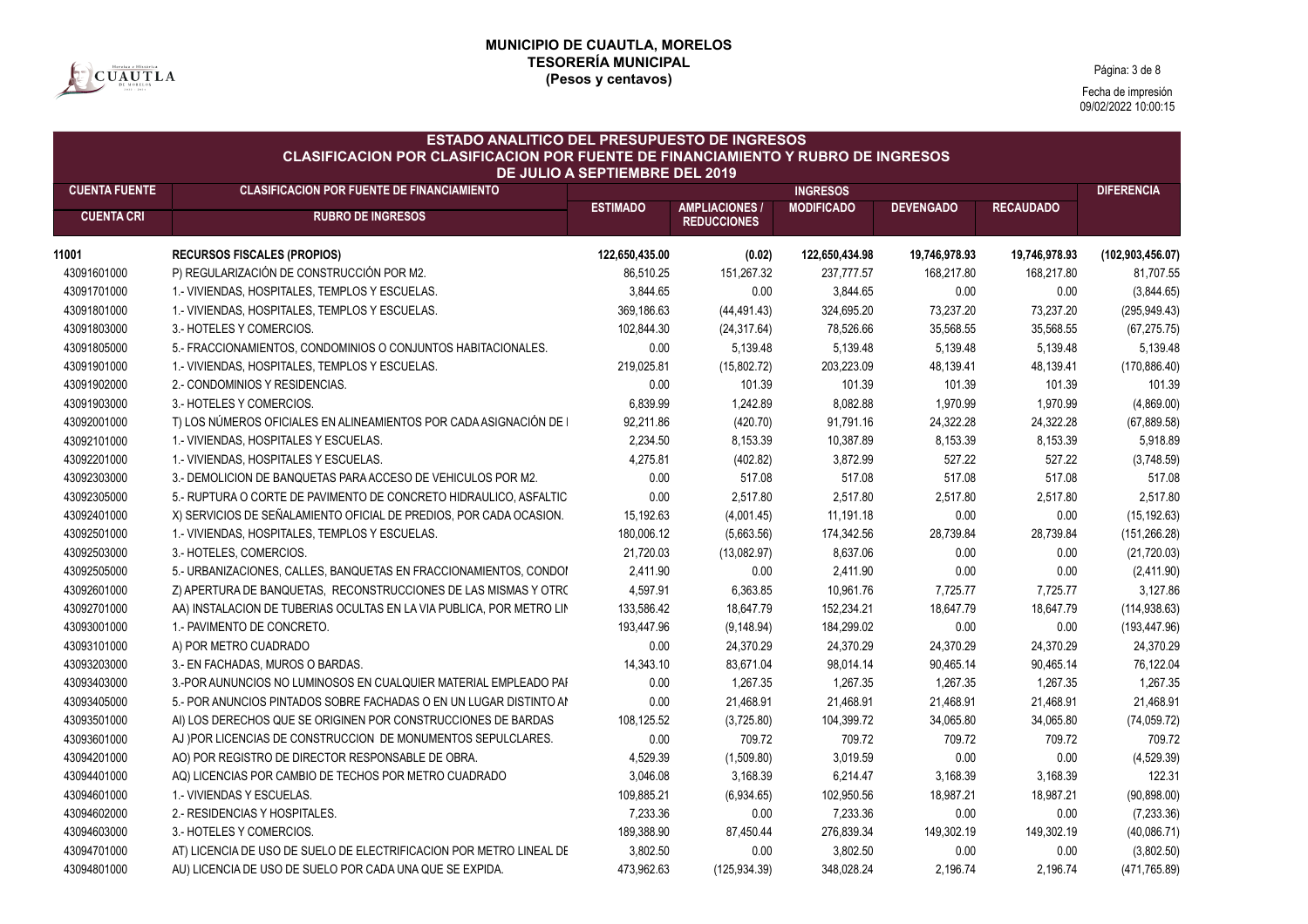**MUNICIPIO DE CUAUTLA, MORELOS**
**TESORERÍA MUNICIPAL**
**(Pesos y centavos)**

Fecha de impresión
09/02/2022 10:00:15

## ESTADO ANALITICO DEL PRESUPUESTO DE INGRESOS
### CLASIFICACION POR CLASIFICACION POR FUENTE DE FINANCIAMIENTO Y RUBRO DE INGRESOS
### DE JULIO A SEPTIEMBRE DEL 2019

| CUENTA FUENTE | CLASIFICACION POR FUENTE DE FINANCIAMIENTO | INGRESOS | | | | | DIFERENCIA |
|---|---|---|---|---|---|---|---|
| CUENTA CRI | RUBRO DE INGRESOS | ESTIMADO | AMPLIACIONES / REDUCCIONES | MODIFICADO | DEVENGADO | RECAUDADO | |
| **11001** | **RECURSOS FISCALES (PROPIOS)** | **122,650,435.00** | **(0.02)** | **122,650,434.98** | **19,746,978.93** | **19,746,978.93** | **(102,903,456.07)** |
| 43091601000 | P) REGULARIZACIÓN DE CONSTRUCCIÓN POR M2. | 86,510.25 | 151,267.32 | 237,777.57 | 168,217.80 | 168,217.80 | 81,707.55 |
| 43091701000 | 1.- VIVIENDAS, HOSPITALES, TEMPLOS Y ESCUELAS. | 3,844.65 | 0.00 | 3,844.65 | 0.00 | 0.00 | (3,844.65) |
| 43091801000 | 1.- VIVIENDAS, HOSPITALES, TEMPLOS Y ESCUELAS. | 369,186.63 | (44,491.43) | 324,695.20 | 73,237.20 | 73,237.20 | (295,949.43) |
| 43091803000 | 3.- HOTELES Y COMERCIOS. | 102,844.30 | (24,317.64) | 78,526.66 | 35,568.55 | 35,568.55 | (67,275.75) |
| 43091805000 | 5.- FRACCIONAMIENTOS, CONDOMINIOS O CONJUNTOS HABITACIONALES. | 0.00 | 5,139.48 | 5,139.48 | 5,139.48 | 5,139.48 | 5,139.48 |
| 43091901000 | 1.- VIVIENDAS, HOSPITALES, TEMPLOS Y ESCUELAS. | 219,025.81 | (15,802.72) | 203,223.09 | 48,139.41 | 48,139.41 | (170,886.40) |
| 43091902000 | 2.- CONDOMINIOS Y RESIDENCIAS. | 0.00 | 101.39 | 101.39 | 101.39 | 101.39 | 101.39 |
| 43091903000 | 3.- HOTELES Y COMERCIOS. | 6,839.99 | 1,242.89 | 8,082.88 | 1,970.99 | 1,970.99 | (4,869.00) |
| 43092001000 | T) LOS NÚMEROS OFICIALES EN ALINEAMIENTOS POR CADA ASIGNACIÓN DE I | 92,211.86 | (420.70) | 91,791.16 | 24,322.28 | 24,322.28 | (67,889.58) |
| 43092101000 | 1.- VIVIENDAS, HOSPITALES Y ESCUELAS. | 2,234.50 | 8,153.39 | 10,387.89 | 8,153.39 | 8,153.39 | 5,918.89 |
| 43092201000 | 1.- VIVIENDAS, HOSPITALES Y ESCUELAS. | 4,275.81 | (402.82) | 3,872.99 | 527.22 | 527.22 | (3,748.59) |
| 43092303000 | 3.- DEMOLICION DE BANQUETAS PARA ACCESO DE VEHICULOS POR M2. | 0.00 | 517.08 | 517.08 | 517.08 | 517.08 | 517.08 |
| 43092305000 | 5.- RUPTURA O CORTE DE PAVIMENTO DE CONCRETO HIDRAULICO, ASFALTIC | 0.00 | 2,517.80 | 2,517.80 | 2,517.80 | 2,517.80 | 2,517.80 |
| 43092401000 | X) SERVICIOS DE SEÑALAMIENTO OFICIAL DE PREDIOS, POR CADA OCASION. | 15,192.63 | (4,001.45) | 11,191.18 | 0.00 | 0.00 | (15,192.63) |
| 43092501000 | 1.- VIVIENDAS, HOSPITALES, TEMPLOS Y ESCUELAS. | 180,006.12 | (5,663.56) | 174,342.56 | 28,739.84 | 28,739.84 | (151,266.28) |
| 43092503000 | 3.- HOTELES, COMERCIOS. | 21,720.03 | (13,082.97) | 8,637.06 | 0.00 | 0.00 | (21,720.03) |
| 43092505000 | 5.- URBANIZACIONES, CALLES, BANQUETAS EN FRACCIONAMIENTOS, CONDOI | 2,411.90 | 0.00 | 2,411.90 | 0.00 | 0.00 | (2,411.90) |
| 43092601000 | Z) APERTURA DE BANQUETAS, RECONSTRUCCIONES DE LAS MISMAS Y OTR( | 4,597.91 | 6,363.85 | 10,961.76 | 7,725.77 | 7,725.77 | 3,127.86 |
| 43092701000 | AA) INSTALACION DE TUBERIAS OCULTAS EN LA VIA PUBLICA, POR METRO LIN | 133,586.42 | 18,647.79 | 152,234.21 | 18,647.79 | 18,647.79 | (114,938.63) |
| 43093001000 | 1.- PAVIMENTO DE CONCRETO. | 193,447.96 | (9,148.94) | 184,299.02 | 0.00 | 0.00 | (193,447.96) |
| 43093101000 | A) POR METRO CUADRADO | 0.00 | 24,370.29 | 24,370.29 | 24,370.29 | 24,370.29 | 24,370.29 |
| 43093203000 | 3.- EN FACHADAS, MUROS O BARDAS. | 14,343.10 | 83,671.04 | 98,014.14 | 90,465.14 | 90,465.14 | 76,122.04 |
| 43093403000 | 3.-POR AUNUNCIOS NO LUMINOSOS EN CUALQUIER MATERIAL EMPLEADO PAI | 0.00 | 1,267.35 | 1,267.35 | 1,267.35 | 1,267.35 | 1,267.35 |
| 43093405000 | 5.- POR ANUNCIOS PINTADOS SOBRE FACHADAS O EN UN LUGAR DISTINTO AI | 0.00 | 21,468.91 | 21,468.91 | 21,468.91 | 21,468.91 | 21,468.91 |
| 43093501000 | AI) LOS DERECHOS QUE SE ORIGINEN POR CONSTRUCCIONES DE BARDAS | 108,125.52 | (3,725.80) | 104,399.72 | 34,065.80 | 34,065.80 | (74,059.72) |
| 43093601000 | AJ )POR LICENCIAS DE CONSTRUCCION DE MONUMENTOS SEPULCLARES. | 0.00 | 709.72 | 709.72 | 709.72 | 709.72 | 709.72 |
| 43094201000 | AO) POR REGISTRO DE DIRECTOR RESPONSABLE DE OBRA. | 4,529.39 | (1,509.80) | 3,019.59 | 0.00 | 0.00 | (4,529.39) |
| 43094401000 | AQ) LICENCIAS POR CAMBIO DE TECHOS POR METRO CUADRADO | 3,046.08 | 3,168.39 | 6,214.47 | 3,168.39 | 3,168.39 | 122.31 |
| 43094601000 | 1.- VIVIENDAS Y ESCUELAS. | 109,885.21 | (6,934.65) | 102,950.56 | 18,987.21 | 18,987.21 | (90,898.00) |
| 43094602000 | 2.- RESIDENCIAS Y HOSPITALES. | 7,233.36 | 0.00 | 7,233.36 | 0.00 | 0.00 | (7,233.36) |
| 43094603000 | 3.- HOTELES Y COMERCIOS. | 189,388.90 | 87,450.44 | 276,839.34 | 149,302.19 | 149,302.19 | (40,086.71) |
| 43094701000 | AT) LICENCIA DE USO DE SUELO DE ELECTRIFICACION POR METRO LINEAL DE | 3,802.50 | 0.00 | 3,802.50 | 0.00 | 0.00 | (3,802.50) |
| 43094801000 | AU) LICENCIA DE USO DE SUELO POR CADA UNA QUE SE EXPIDA. | 473,962.63 | (125,934.39) | 348,028.24 | 2,196.74 | 2,196.74 | (471,765.89) |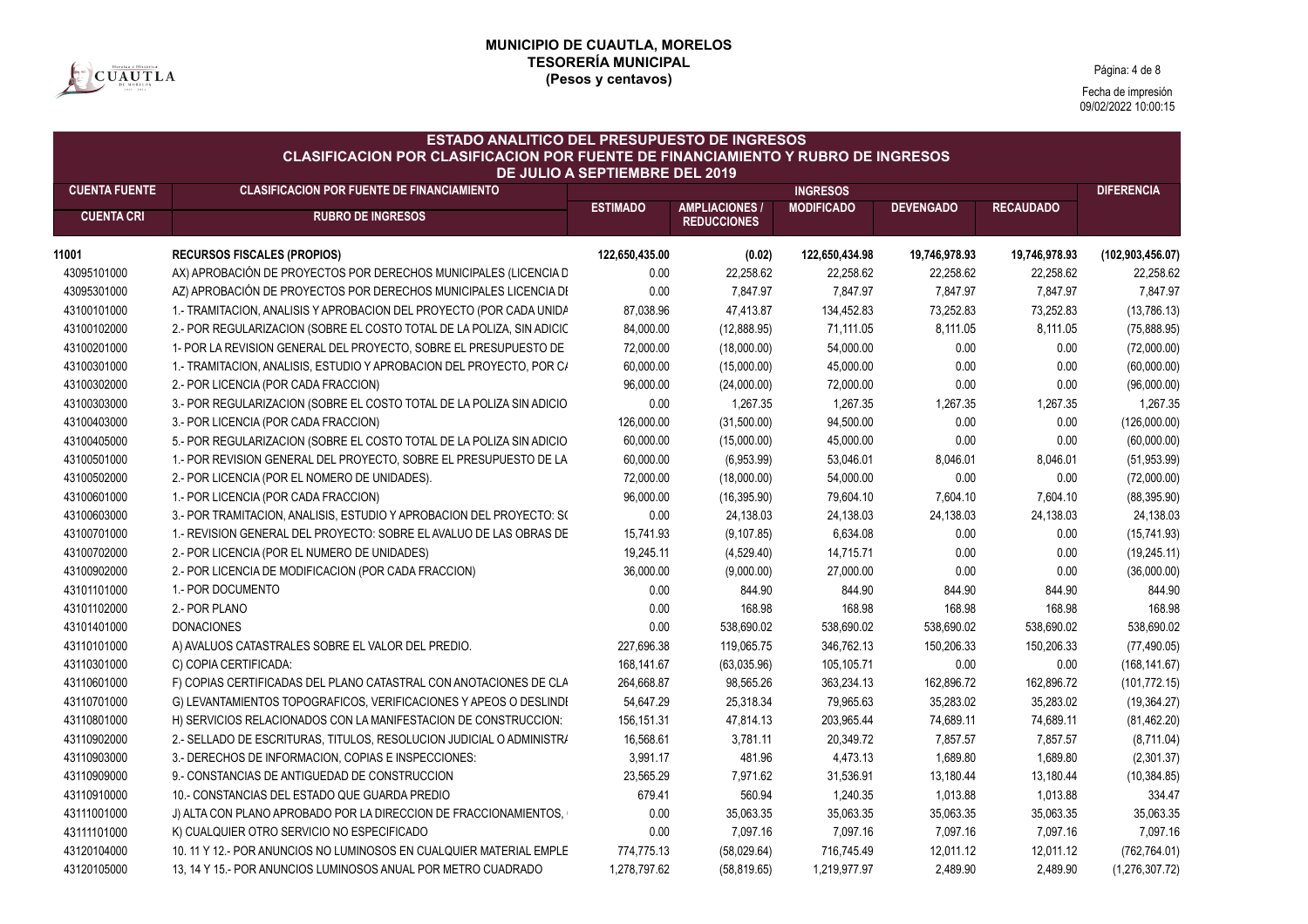# MUNICIPIO DE CUAUTLA, MORELOS
## TESORERÍA MUNICIPAL
### (Pesos y centavos)

Fecha de impresión
09/02/2022 10:00:15

## ESTADO ANALITICO DEL PRESUPUESTO DE INGRESOS
### CLASIFICACION POR CLASIFICACION POR FUENTE DE FINANCIAMIENTO Y RUBRO DE INGRESOS
### DE JULIO A SEPTIEMBRE DEL 2019

| CUENTA FUENTE | CLASIFICACION POR FUENTE DE FINANCIAMIENTO | INGRESOS | | | | | DIFERENCIA |
|---|---|---|---|---|---|---|---|
| CUENTA CRI | RUBRO DE INGRESOS | ESTIMADO | AMPLIACIONES / REDUCCIONES | MODIFICADO | DEVENGADO | RECAUDADO | |
| **11001** | **RECURSOS FISCALES (PROPIOS)** | **122,650,435.00** | **(0.02)** | **122,650,434.98** | **19,746,978.93** | **19,746,978.93** | **(102,903,456.07)** |
| 43095101000 | AX) APROBACIÓN DE PROYECTOS POR DERECHOS MUNICIPALES (LICENCIA D | 0.00 | 22,258.62 | 22,258.62 | 22,258.62 | 22,258.62 | 22,258.62 |
| 43095301000 | AZ) APROBACIÓN DE PROYECTOS POR DERECHOS MUNICIPALES LICENCIA DI | 0.00 | 7,847.97 | 7,847.97 | 7,847.97 | 7,847.97 | 7,847.97 |
| 43100101000 | 1.- TRAMITACION, ANALISIS Y APROBACION DEL PROYECTO (POR CADA UNIDA | 87,038.96 | 47,413.87 | 134,452.83 | 73,252.83 | 73,252.83 | (13,786.13) |
| 43100102000 | 2.- POR REGULARIZACION (SOBRE EL COSTO TOTAL DE LA POLIZA, SIN ADICIC | 84,000.00 | (12,888.95) | 71,111.05 | 8,111.05 | 8,111.05 | (75,888.95) |
| 43100201000 | 1- POR LA REVISION GENERAL DEL PROYECTO, SOBRE EL PRESUPUESTO DE | 72,000.00 | (18,000.00) | 54,000.00 | 0.00 | 0.00 | (72,000.00) |
| 43100301000 | 1.- TRAMITACION, ANALISIS, ESTUDIO Y APROBACION DEL PROYECTO, POR C/ | 60,000.00 | (15,000.00) | 45,000.00 | 0.00 | 0.00 | (60,000.00) |
| 43100302000 | 2.- POR LICENCIA (POR CADA FRACCION) | 96,000.00 | (24,000.00) | 72,000.00 | 0.00 | 0.00 | (96,000.00) |
| 43100303000 | 3.- POR REGULARIZACION (SOBRE EL COSTO TOTAL DE LA POLIZA SIN ADICIO | 0.00 | 1,267.35 | 1,267.35 | 1,267.35 | 1,267.35 | 1,267.35 |
| 43100403000 | 3.- POR LICENCIA (POR CADA FRACCION) | 126,000.00 | (31,500.00) | 94,500.00 | 0.00 | 0.00 | (126,000.00) |
| 43100405000 | 5.- POR REGULARIZACION (SOBRE EL COSTO TOTAL DE LA POLIZA SIN ADICIO | 60,000.00 | (15,000.00) | 45,000.00 | 0.00 | 0.00 | (60,000.00) |
| 43100501000 | 1.- POR REVISION GENERAL DEL PROYECTO, SOBRE EL PRESUPUESTO DE LA | 60,000.00 | (6,953.99) | 53,046.01 | 8,046.01 | 8,046.01 | (51,953.99) |
| 43100502000 | 2.- POR LICENCIA (POR EL NOMERO DE UNIDADES). | 72,000.00 | (18,000.00) | 54,000.00 | 0.00 | 0.00 | (72,000.00) |
| 43100601000 | 1.- POR LICENCIA (POR CADA FRACCION) | 96,000.00 | (16,395.90) | 79,604.10 | 7,604.10 | 7,604.10 | (88,395.90) |
| 43100603000 | 3.- POR TRAMITACION, ANALISIS, ESTUDIO Y APROBACION DEL PROYECTO: S( | 0.00 | 24,138.03 | 24,138.03 | 24,138.03 | 24,138.03 | 24,138.03 |
| 43100701000 | 1.- REVISION GENERAL DEL PROYECTO: SOBRE EL AVALUO DE LAS OBRAS DE | 15,741.93 | (9,107.85) | 6,634.08 | 0.00 | 0.00 | (15,741.93) |
| 43100702000 | 2.- POR LICENCIA (POR EL NUMERO DE UNIDADES) | 19,245.11 | (4,529.40) | 14,715.71 | 0.00 | 0.00 | (19,245.11) |
| 43100902000 | 2.- POR LICENCIA DE MODIFICACION (POR CADA FRACCION) | 36,000.00 | (9,000.00) | 27,000.00 | 0.00 | 0.00 | (36,000.00) |
| 43101101000 | 1.- POR DOCUMENTO | 0.00 | 844.90 | 844.90 | 844.90 | 844.90 | 844.90 |
| 43101102000 | 2.- POR PLANO | 0.00 | 168.98 | 168.98 | 168.98 | 168.98 | 168.98 |
| 43101401000 | DONACIONES | 0.00 | 538,690.02 | 538,690.02 | 538,690.02 | 538,690.02 | 538,690.02 |
| 43110101000 | A) AVALUOS CATASTRALES SOBRE EL VALOR DEL PREDIO. | 227,696.38 | 119,065.75 | 346,762.13 | 150,206.33 | 150,206.33 | (77,490.05) |
| 43110301000 | C) COPIA CERTIFICADA: | 168,141.67 | (63,035.96) | 105,105.71 | 0.00 | 0.00 | (168,141.67) |
| 43110601000 | F) COPIAS CERTIFICADAS DEL PLANO CATASTRAL CON ANOTACIONES DE CLA | 264,668.87 | 98,565.26 | 363,234.13 | 162,896.72 | 162,896.72 | (101,772.15) |
| 43110701000 | G) LEVANTAMIENTOS TOPOGRAFICOS, VERIFICACIONES Y APEOS O DESLINDI | 54,647.29 | 25,318.34 | 79,965.63 | 35,283.02 | 35,283.02 | (19,364.27) |
| 43110801000 | H) SERVICIOS RELACIONADOS CON LA MANIFESTACION DE CONSTRUCCION: | 156,151.31 | 47,814.13 | 203,965.44 | 74,689.11 | 74,689.11 | (81,462.20) |
| 43110902000 | 2.- SELLADO DE ESCRITURAS, TITULOS, RESOLUCION JUDICIAL O ADMINISTR/ | 16,568.61 | 3,781.11 | 20,349.72 | 7,857.57 | 7,857.57 | (8,711.04) |
| 43110903000 | 3.- DERECHOS DE INFORMACION, COPIAS E INSPECCIONES: | 3,991.17 | 481.96 | 4,473.13 | 1,689.80 | 1,689.80 | (2,301.37) |
| 43110909000 | 9.- CONSTANCIAS DE ANTIGUEDAD DE CONSTRUCCION | 23,565.29 | 7,971.62 | 31,536.91 | 13,180.44 | 13,180.44 | (10,384.85) |
| 43110910000 | 10.- CONSTANCIAS DEL ESTADO QUE GUARDA PREDIO | 679.41 | 560.94 | 1,240.35 | 1,013.88 | 1,013.88 | 334.47 |
| 43111001000 | J) ALTA CON PLANO APROBADO POR LA DIRECCION DE FRACCIONAMIENTOS, | 0.00 | 35,063.35 | 35,063.35 | 35,063.35 | 35,063.35 | 35,063.35 |
| 43111101000 | K) CUALQUIER OTRO SERVICIO NO ESPECIFICADO | 0.00 | 7,097.16 | 7,097.16 | 7,097.16 | 7,097.16 | 7,097.16 |
| 43120104000 | 10. 11 Y 12.- POR ANUNCIOS NO LUMINOSOS EN CUALQUIER MATERIAL EMPLE | 774,775.13 | (58,029.64) | 716,745.49 | 12,011.12 | 12,011.12 | (762,764.01) |
| 43120105000 | 13, 14 Y 15.- POR ANUNCIOS LUMINOSOS ANUAL POR METRO CUADRADO | 1,278,797.62 | (58,819.65) | 1,219,977.97 | 2,489.90 | 2,489.90 | (1,276,307.72) |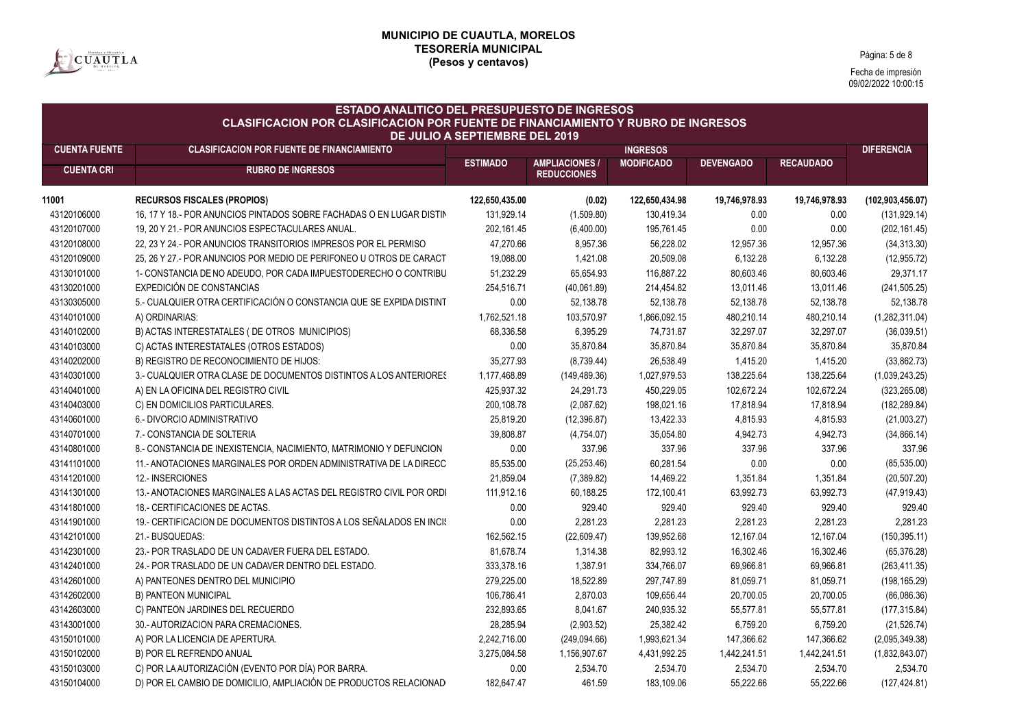**MUNICIPIO DE CUAUTLA, MORELOS**
**TESORERÍA MUNICIPAL**
**(Pesos y centavos)**

Fecha de impresión
09/02/2022 10:00:15

## ESTADO ANALITICO DEL PRESUPUESTO DE INGRESOS
## CLASIFICACION POR CLASIFICACION POR FUENTE DE FINANCIAMIENTO Y RUBRO DE INGRESOS
## DE JULIO A SEPTIEMBRE DEL 2019

| CUENTA FUENTE | CLASIFICACION POR FUENTE DE FINANCIAMIENTO | INGRESOS | | | | | DIFERENCIA |
|---|---|---|---|---|---|---|---|
| CUENTA CRI | RUBRO DE INGRESOS | ESTIMADO | AMPLIACIONES / REDUCCIONES | MODIFICADO | DEVENGADO | RECAUDADO | |
| **11001** | **RECURSOS FISCALES (PROPIOS)** | **122,650,435.00** | **(0.02)** | **122,650,434.98** | **19,746,978.93** | **19,746,978.93** | **(102,903,456.07)** |
| 43120106000 | 16, 17 Y 18.- POR ANUNCIOS PINTADOS SOBRE FACHADAS O EN LUGAR DISTIN | 131,929.14 | (1,509.80) | 130,419.34 | 0.00 | 0.00 | (131,929.14) |
| 43120107000 | 19, 20 Y 21.- POR ANUNCIOS ESPECTACULARES ANUAL. | 202,161.45 | (6,400.00) | 195,761.45 | 0.00 | 0.00 | (202,161.45) |
| 43120108000 | 22, 23 Y 24.- POR ANUNCIOS TRANSITORIOS IMPRESOS POR EL PERMISO | 47,270.66 | 8,957.36 | 56,228.02 | 12,957.36 | 12,957.36 | (34,313.30) |
| 43120109000 | 25, 26 Y 27.- POR ANUNCIOS POR MEDIO DE PERIFONEO U OTROS DE CARACT | 19,088.00 | 1,421.08 | 20,509.08 | 6,132.28 | 6,132.28 | (12,955.72) |
| 43130101000 | 1- CONSTANCIA DE NO ADEUDO, POR CADA IMPUESTODERECHO O CONTRIBU | 51,232.29 | 65,654.93 | 116,887.22 | 80,603.46 | 80,603.46 | 29,371.17 |
| 43130201000 | EXPEDICIÓN DE CONSTANCIAS | 254,516.71 | (40,061.89) | 214,454.82 | 13,011.46 | 13,011.46 | (241,505.25) |
| 43130305000 | 5.- CUALQUIER OTRA CERTIFICACIÓN O CONSTANCIA QUE SE EXPIDA DISTINT | 0.00 | 52,138.78 | 52,138.78 | 52,138.78 | 52,138.78 | 52,138.78 |
| 43140101000 | A) ORDINARIAS: | 1,762,521.18 | 103,570.97 | 1,866,092.15 | 480,210.14 | 480,210.14 | (1,282,311.04) |
| 43140102000 | B) ACTAS INTERESTATALES ( DE OTROS MUNICIPIOS) | 68,336.58 | 6,395.29 | 74,731.87 | 32,297.07 | 32,297.07 | (36,039.51) |
| 43140103000 | C) ACTAS INTERESTATALES (OTROS ESTADOS) | 0.00 | 35,870.84 | 35,870.84 | 35,870.84 | 35,870.84 | 35,870.84 |
| 43140202000 | B) REGISTRO DE RECONOCIMIENTO DE HIJOS: | 35,277.93 | (8,739.44) | 26,538.49 | 1,415.20 | 1,415.20 | (33,862.73) |
| 43140301000 | 3.- CUALQUIER OTRA CLASE DE DOCUMENTOS DISTINTOS A LOS ANTERIORES | 1,177,468.89 | (149,489.36) | 1,027,979.53 | 138,225.64 | 138,225.64 | (1,039,243.25) |
| 43140401000 | A) EN LA OFICINA DEL REGISTRO CIVIL | 425,937.32 | 24,291.73 | 450,229.05 | 102,672.24 | 102,672.24 | (323,265.08) |
| 43140403000 | C) EN DOMICILIOS PARTICULARES. | 200,108.78 | (2,087.62) | 198,021.16 | 17,818.94 | 17,818.94 | (182,289.84) |
| 43140601000 | 6.- DIVORCIO ADMINISTRATIVO | 25,819.20 | (12,396.87) | 13,422.33 | 4,815.93 | 4,815.93 | (21,003.27) |
| 43140701000 | 7.- CONSTANCIA DE SOLTERIA | 39,808.87 | (4,754.07) | 35,054.80 | 4,942.73 | 4,942.73 | (34,866.14) |
| 43140801000 | 8.- CONSTANCIA DE INEXISTENCIA, NACIMIENTO, MATRIMONIO Y DEFUNCION | 0.00 | 337.96 | 337.96 | 337.96 | 337.96 | 337.96 |
| 43141101000 | 11.- ANOTACIONES MARGINALES POR ORDEN ADMINISTRATIVA DE LA DIRECC | 85,535.00 | (25,253.46) | 60,281.54 | 0.00 | 0.00 | (85,535.00) |
| 43141201000 | 12.- INSERCIONES | 21,859.04 | (7,389.82) | 14,469.22 | 1,351.84 | 1,351.84 | (20,507.20) |
| 43141301000 | 13.- ANOTACIONES MARGINALES A LAS ACTAS DEL REGISTRO CIVIL POR ORDI | 111,912.16 | 60,188.25 | 172,100.41 | 63,992.73 | 63,992.73 | (47,919.43) |
| 43141801000 | 18.- CERTIFICACIONES DE ACTAS. | 0.00 | 929.40 | 929.40 | 929.40 | 929.40 | 929.40 |
| 43141901000 | 19.- CERTIFICACION DE DOCUMENTOS DISTINTOS A LOS SEÑALADOS EN INCIS | 0.00 | 2,281.23 | 2,281.23 | 2,281.23 | 2,281.23 | 2,281.23 |
| 43142101000 | 21.- BUSQUEDAS: | 162,562.15 | (22,609.47) | 139,952.68 | 12,167.04 | 12,167.04 | (150,395.11) |
| 43142301000 | 23.- POR TRASLADO DE UN CADAVER FUERA DEL ESTADO. | 81,678.74 | 1,314.38 | 82,993.12 | 16,302.46 | 16,302.46 | (65,376.28) |
| 43142401000 | 24.- POR TRASLADO DE UN CADAVER DENTRO DEL ESTADO. | 333,378.16 | 1,387.91 | 334,766.07 | 69,966.81 | 69,966.81 | (263,411.35) |
| 43142601000 | A) PANTEONES DENTRO DEL MUNICIPIO | 279,225.00 | 18,522.89 | 297,747.89 | 81,059.71 | 81,059.71 | (198,165.29) |
| 43142602000 | B) PANTEON MUNICIPAL | 106,786.41 | 2,870.03 | 109,656.44 | 20,700.05 | 20,700.05 | (86,086.36) |
| 43142603000 | C) PANTEON JARDINES DEL RECUERDO | 232,893.65 | 8,041.67 | 240,935.32 | 55,577.81 | 55,577.81 | (177,315.84) |
| 43143001000 | 30.- AUTORIZACION PARA CREMACIONES. | 28,285.94 | (2,903.52) | 25,382.42 | 6,759.20 | 6,759.20 | (21,526.74) |
| 43150101000 | A) POR LA LICENCIA DE APERTURA. | 2,242,716.00 | (249,094.66) | 1,993,621.34 | 147,366.62 | 147,366.62 | (2,095,349.38) |
| 43150102000 | B) POR EL REFRENDO ANUAL | 3,275,084.58 | 1,156,907.67 | 4,431,992.25 | 1,442,241.51 | 1,442,241.51 | (1,832,843.07) |
| 43150103000 | C) POR LA AUTORIZACIÓN (EVENTO POR DÍA) POR BARRA. | 0.00 | 2,534.70 | 2,534.70 | 2,534.70 | 2,534.70 | 2,534.70 |
| 43150104000 | D) POR EL CAMBIO DE DOMICILIO, AMPLIACIÓN DE PRODUCTOS RELACIONAD | 182,647.47 | 461.59 | 183,109.06 | 55,222.66 | 55,222.66 | (127,424.81) |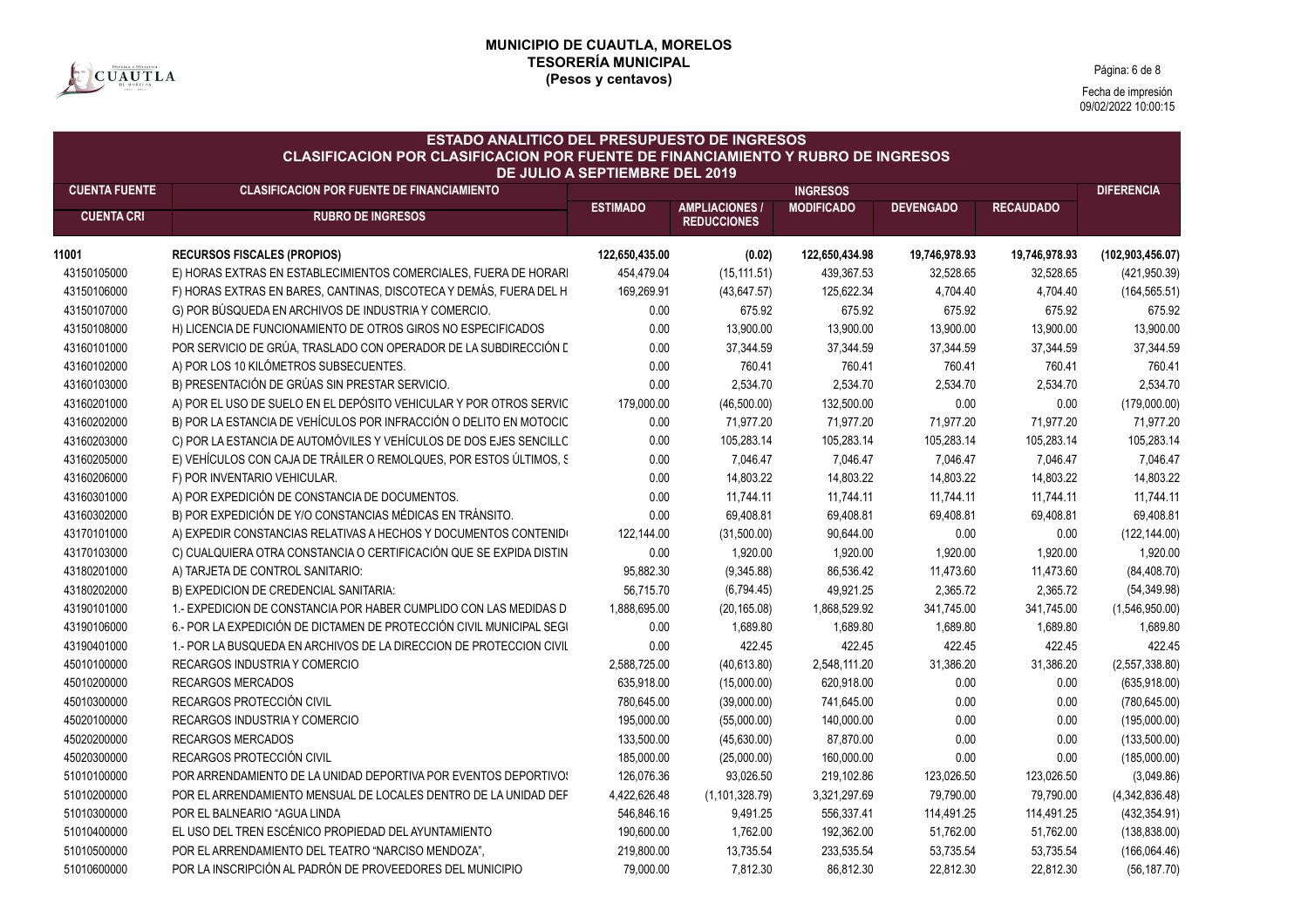# MUNICIPIO DE CUAUTLA, MORELOS
## TESORERÍA MUNICIPAL
### (Pesos y centavos)

Fecha de impresión
09/02/2022 10:00:15

## ESTADO ANALITICO DEL PRESUPUESTO DE INGRESOS
### CLASIFICACION POR CLASIFICACION POR FUENTE DE FINANCIAMIENTO Y RUBRO DE INGRESOS
### DE JULIO A SEPTIEMBRE DEL 2019

| CUENTA FUENTE | CLASIFICACION POR FUENTE DE FINANCIAMIENTO | INGRESOS | | | | | DIFERENCIA |
|---|---|---|---|---|---|---|---|
| CUENTA CRI | RUBRO DE INGRESOS | ESTIMADO | AMPLIACIONES / REDUCCIONES | MODIFICADO | DEVENGADO | RECAUDADO | |
| 11001 | **RECURSOS FISCALES (PROPIOS)** | **122,650,435.00** | **(0.02)** | **122,650,434.98** | **19,746,978.93** | **19,746,978.93** | **(102,903,456.07)** |
| 43150105000 | E) HORAS EXTRAS EN ESTABLECIMIENTOS COMERCIALES, FUERA DE HORARI | 454,479.04 | (15,111.51) | 439,367.53 | 32,528.65 | 32,528.65 | (421,950.39) |
| 43150106000 | F) HORAS EXTRAS EN BARES, CANTINAS, DISCOTECA Y DEMÁS, FUERA DEL H | 169,269.91 | (43,647.57) | 125,622.34 | 4,704.40 | 4,704.40 | (164,565.51) |
| 43150107000 | G) POR BÚSQUEDA EN ARCHIVOS DE INDUSTRIA Y COMERCIO. | 0.00 | 675.92 | 675.92 | 675.92 | 675.92 | 675.92 |
| 43150108000 | H) LICENCIA DE FUNCIONAMIENTO DE OTROS GIROS NO ESPECIFICADOS | 0.00 | 13,900.00 | 13,900.00 | 13,900.00 | 13,900.00 | 13,900.00 |
| 43160101000 | POR SERVICIO DE GRÚA, TRASLADO CON OPERADOR DE LA SUBDIRECCIÓN D | 0.00 | 37,344.59 | 37,344.59 | 37,344.59 | 37,344.59 | 37,344.59 |
| 43160102000 | A) POR LOS 10 KILÓMETROS SUBSECUENTES. | 0.00 | 760.41 | 760.41 | 760.41 | 760.41 | 760.41 |
| 43160103000 | B) PRESENTACIÓN DE GRÚAS SIN PRESTAR SERVICIO. | 0.00 | 2,534.70 | 2,534.70 | 2,534.70 | 2,534.70 | 2,534.70 |
| 43160201000 | A) POR EL USO DE SUELO EN EL DEPÓSITO VEHICULAR Y POR OTROS SERVIC | 179,000.00 | (46,500.00) | 132,500.00 | 0.00 | 0.00 | (179,000.00) |
| 43160202000 | B) POR LA ESTANCIA DE VEHÍCULOS POR INFRACCIÓN O DELITO EN MOTOCIC | 0.00 | 71,977.20 | 71,977.20 | 71,977.20 | 71,977.20 | 71,977.20 |
| 43160203000 | C) POR LA ESTANCIA DE AUTOMÓVILES Y VEHÍCULOS DE DOS EJES SENCILLO | 0.00 | 105,283.14 | 105,283.14 | 105,283.14 | 105,283.14 | 105,283.14 |
| 43160205000 | E) VEHÍCULOS CON CAJA DE TRÁILER O REMOLQUES, POR ESTOS ÚLTIMOS, S | 0.00 | 7,046.47 | 7,046.47 | 7,046.47 | 7,046.47 | 7,046.47 |
| 43160206000 | F) POR INVENTARIO VEHICULAR. | 0.00 | 14,803.22 | 14,803.22 | 14,803.22 | 14,803.22 | 14,803.22 |
| 43160301000 | A) POR EXPEDICIÓN DE CONSTANCIA DE DOCUMENTOS. | 0.00 | 11,744.11 | 11,744.11 | 11,744.11 | 11,744.11 | 11,744.11 |
| 43160302000 | B) POR EXPEDICIÓN DE Y/O CONSTANCIAS MÉDICAS EN TRÁNSITO. | 0.00 | 69,408.81 | 69,408.81 | 69,408.81 | 69,408.81 | 69,408.81 |
| 43170101000 | A) EXPEDIR CONSTANCIAS RELATIVAS A HECHOS Y DOCUMENTOS CONTENIDO | 122,144.00 | (31,500.00) | 90,644.00 | 0.00 | 0.00 | (122,144.00) |
| 43170103000 | C) CUALQUIERA OTRA CONSTANCIA O CERTIFICACIÓN QUE SE EXPIDA DISTIN | 0.00 | 1,920.00 | 1,920.00 | 1,920.00 | 1,920.00 | 1,920.00 |
| 43180201000 | A) TARJETA DE CONTROL SANITARIO: | 95,882.30 | (9,345.88) | 86,536.42 | 11,473.60 | 11,473.60 | (84,408.70) |
| 43180202000 | B) EXPEDICION DE CREDENCIAL SANITARIA: | 56,715.70 | (6,794.45) | 49,921.25 | 2,365.72 | 2,365.72 | (54,349.98) |
| 43190101000 | 1.- EXPEDICION DE CONSTANCIA POR HABER CUMPLIDO CON LAS MEDIDAS D | 1,888,695.00 | (20,165.08) | 1,868,529.92 | 341,745.00 | 341,745.00 | (1,546,950.00) |
| 43190106000 | 6.- POR LA EXPEDICIÓN DE DICTAMEN DE PROTECCIÓN CIVIL MUNICIPAL SEGU | 0.00 | 1,689.80 | 1,689.80 | 1,689.80 | 1,689.80 | 1,689.80 |
| 43190401000 | 1.- POR LA BUSQUEDA EN ARCHIVOS DE LA DIRECCION DE PROTECCION CIVIL | 0.00 | 422.45 | 422.45 | 422.45 | 422.45 | 422.45 |
| 45010100000 | RECARGOS INDUSTRIA Y COMERCIO | 2,588,725.00 | (40,613.80) | 2,548,111.20 | 31,386.20 | 31,386.20 | (2,557,338.80) |
| 45010200000 | RECARGOS MERCADOS | 635,918.00 | (15,000.00) | 620,918.00 | 0.00 | 0.00 | (635,918.00) |
| 45010300000 | RECARGOS PROTECCIÓN CIVIL | 780,645.00 | (39,000.00) | 741,645.00 | 0.00 | 0.00 | (780,645.00) |
| 45020100000 | RECARGOS INDUSTRIA Y COMERCIO | 195,000.00 | (55,000.00) | 140,000.00 | 0.00 | 0.00 | (195,000.00) |
| 45020200000 | RECARGOS MERCADOS | 133,500.00 | (45,630.00) | 87,870.00 | 0.00 | 0.00 | (133,500.00) |
| 45020300000 | RECARGOS PROTECCIÓN CIVIL | 185,000.00 | (25,000.00) | 160,000.00 | 0.00 | 0.00 | (185,000.00) |
| 51010100000 | POR ARRENDAMIENTO DE LA UNIDAD DEPORTIVA POR EVENTOS DEPORTIVOS | 126,076.36 | 93,026.50 | 219,102.86 | 123,026.50 | 123,026.50 | (3,049.86) |
| 51010200000 | POR EL ARRENDAMIENTO MENSUAL DE LOCALES DENTRO DE LA UNIDAD DEF | 4,422,626.48 | (1,101,328.79) | 3,321,297.69 | 79,790.00 | 79,790.00 | (4,342,836.48) |
| 51010300000 | POR EL BALNEARIO "AGUA LINDA | 546,846.16 | 9,491.25 | 556,337.41 | 114,491.25 | 114,491.25 | (432,354.91) |
| 51010400000 | EL USO DEL TREN ESCÉNICO PROPIEDAD DEL AYUNTAMIENTO | 190,600.00 | 1,762.00 | 192,362.00 | 51,762.00 | 51,762.00 | (138,838.00) |
| 51010500000 | POR EL ARRENDAMIENTO DEL TEATRO "NARCISO MENDOZA", | 219,800.00 | 13,735.54 | 233,535.54 | 53,735.54 | 53,735.54 | (166,064.46) |
| 51010600000 | POR LA INSCRIPCIÓN AL PADRÓN DE PROVEEDORES DEL MUNICIPIO | 79,000.00 | 7,812.30 | 86,812.30 | 22,812.30 | 22,812.30 | (56,187.70) |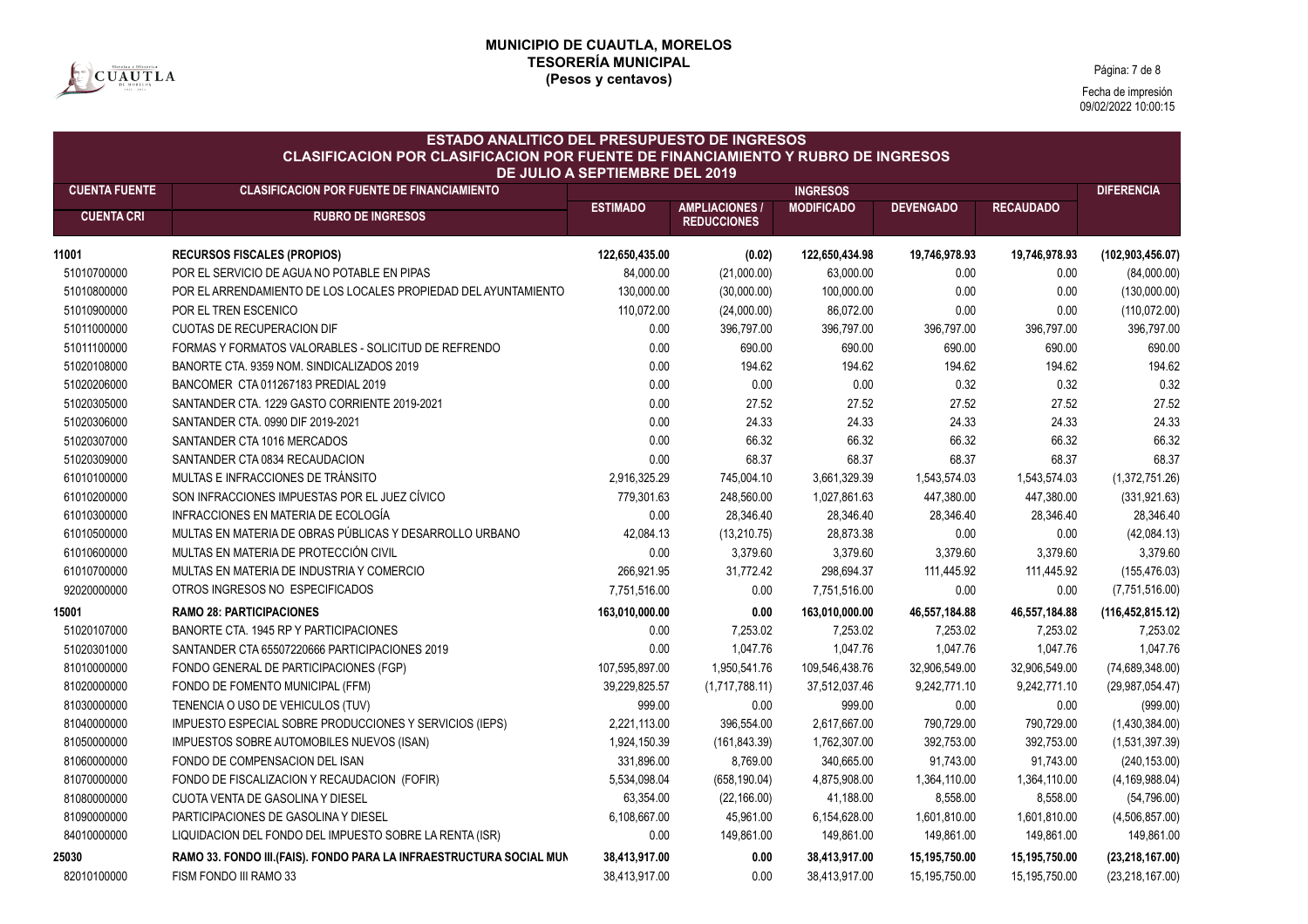# MUNICIPIO DE CUAUTLA, MORELOS
## TESORERÍA MUNICIPAL
**(Pesos y centavos)**

Fecha de impresión
09/02/2022 10:00:15

## ESTADO ANALITICO DEL PRESUPUESTO DE INGRESOS
### CLASIFICACION POR CLASIFICACION POR FUENTE DE FINANCIAMIENTO Y RUBRO DE INGRESOS
### DE JULIO A SEPTIEMBRE DEL 2019

| CUENTA FUENTE | CLASIFICACION POR FUENTE DE FINANCIAMIENTO | INGRESOS | | | | | DIFERENCIA |
|---|---|---|---|---|---|---|---|
| CUENTA CRI | RUBRO DE INGRESOS | ESTIMADO | AMPLIACIONES / REDUCCIONES | MODIFICADO | DEVENGADO | RECAUDADO | |
| **11001** | **RECURSOS FISCALES (PROPIOS)** | **122,650,435.00** | **(0.02)** | **122,650,434.98** | **19,746,978.93** | **19,746,978.93** | **(102,903,456.07)** |
| 51010700000 | POR EL SERVICIO DE AGUA NO POTABLE EN PIPAS | 84,000.00 | (21,000.00) | 63,000.00 | 0.00 | 0.00 | (84,000.00) |
| 51010800000 | POR EL ARRENDAMIENTO DE LOS LOCALES PROPIEDAD DEL AYUNTAMIENTO | 130,000.00 | (30,000.00) | 100,000.00 | 0.00 | 0.00 | (130,000.00) |
| 51010900000 | POR EL TREN ESCENICO | 110,072.00 | (24,000.00) | 86,072.00 | 0.00 | 0.00 | (110,072.00) |
| 51011000000 | CUOTAS DE RECUPERACION DIF | 0.00 | 396,797.00 | 396,797.00 | 396,797.00 | 396,797.00 | 396,797.00 |
| 51011100000 | FORMAS Y FORMATOS VALORABLES - SOLICITUD DE REFRENDO | 0.00 | 690.00 | 690.00 | 690.00 | 690.00 | 690.00 |
| 51020108000 | BANORTE CTA. 9359 NOM. SINDICALIZADOS 2019 | 0.00 | 194.62 | 194.62 | 194.62 | 194.62 | 194.62 |
| 51020206000 | BANCOMER CTA 011267183 PREDIAL 2019 | 0.00 | 0.00 | 0.00 | 0.32 | 0.32 | 0.32 |
| 51020305000 | SANTANDER CTA. 1229 GASTO CORRIENTE 2019-2021 | 0.00 | 27.52 | 27.52 | 27.52 | 27.52 | 27.52 |
| 51020306000 | SANTANDER CTA. 0990 DIF 2019-2021 | 0.00 | 24.33 | 24.33 | 24.33 | 24.33 | 24.33 |
| 51020307000 | SANTANDER CTA 1016 MERCADOS | 0.00 | 66.32 | 66.32 | 66.32 | 66.32 | 66.32 |
| 51020309000 | SANTANDER CTA 0834 RECAUDACION | 0.00 | 68.37 | 68.37 | 68.37 | 68.37 | 68.37 |
| 61010100000 | MULTAS E INFRACCIONES DE TRÁNSITO | 2,916,325.29 | 745,004.10 | 3,661,329.39 | 1,543,574.03 | 1,543,574.03 | (1,372,751.26) |
| 61010200000 | SON INFRACCIONES IMPUESTAS POR EL JUEZ CÍVICO | 779,301.63 | 248,560.00 | 1,027,861.63 | 447,380.00 | 447,380.00 | (331,921.63) |
| 61010300000 | INFRACCIONES EN MATERIA DE ECOLOGÍA | 0.00 | 28,346.40 | 28,346.40 | 28,346.40 | 28,346.40 | 28,346.40 |
| 61010500000 | MULTAS EN MATERIA DE OBRAS PÚBLICAS Y DESARROLLO URBANO | 42,084.13 | (13,210.75) | 28,873.38 | 0.00 | 0.00 | (42,084.13) |
| 61010600000 | MULTAS EN MATERIA DE PROTECCIÓN CIVIL | 0.00 | 3,379.60 | 3,379.60 | 3,379.60 | 3,379.60 | 3,379.60 |
| 61010700000 | MULTAS EN MATERIA DE INDUSTRIA Y COMERCIO | 266,921.95 | 31,772.42 | 298,694.37 | 111,445.92 | 111,445.92 | (155,476.03) |
| 92020000000 | OTROS INGRESOS NO ESPECIFICADOS | 7,751,516.00 | 0.00 | 7,751,516.00 | 0.00 | 0.00 | (7,751,516.00) |
| **15001** | **RAMO 28: PARTICIPACIONES** | **163,010,000.00** | **0.00** | **163,010,000.00** | **46,557,184.88** | **46,557,184.88** | **(116,452,815.12)** |
| 51020107000 | BANORTE CTA. 1945 RP Y PARTICIPACIONES | 0.00 | 7,253.02 | 7,253.02 | 7,253.02 | 7,253.02 | 7,253.02 |
| 51020301000 | SANTANDER CTA 65507220666 PARTICIPACIONES 2019 | 0.00 | 1,047.76 | 1,047.76 | 1,047.76 | 1,047.76 | 1,047.76 |
| 81010000000 | FONDO GENERAL DE PARTICIPACIONES (FGP) | 107,595,897.00 | 1,950,541.76 | 109,546,438.76 | 32,906,549.00 | 32,906,549.00 | (74,689,348.00) |
| 81020000000 | FONDO DE FOMENTO MUNICIPAL (FFM) | 39,229,825.57 | (1,717,788.11) | 37,512,037.46 | 9,242,771.10 | 9,242,771.10 | (29,987,054.47) |
| 81030000000 | TENENCIA O USO DE VEHICULOS (TUV) | 999.00 | 0.00 | 999.00 | 0.00 | 0.00 | (999.00) |
| 81040000000 | IMPUESTO ESPECIAL SOBRE PRODUCCIONES Y SERVICIOS (IEPS) | 2,221,113.00 | 396,554.00 | 2,617,667.00 | 790,729.00 | 790,729.00 | (1,430,384.00) |
| 81050000000 | IMPUESTOS SOBRE AUTOMOBILES NUEVOS (ISAN) | 1,924,150.39 | (161,843.39) | 1,762,307.00 | 392,753.00 | 392,753.00 | (1,531,397.39) |
| 81060000000 | FONDO DE COMPENSACION DEL ISAN | 331,896.00 | 8,769.00 | 340,665.00 | 91,743.00 | 91,743.00 | (240,153.00) |
| 81070000000 | FONDO DE FISCALIZACION Y RECAUDACION (FOFIR) | 5,534,098.04 | (658,190.04) | 4,875,908.00 | 1,364,110.00 | 1,364,110.00 | (4,169,988.04) |
| 81080000000 | CUOTA VENTA DE GASOLINA Y DIESEL | 63,354.00 | (22,166.00) | 41,188.00 | 8,558.00 | 8,558.00 | (54,796.00) |
| 81090000000 | PARTICIPACIONES DE GASOLINA Y DIESEL | 6,108,667.00 | 45,961.00 | 6,154,628.00 | 1,601,810.00 | 1,601,810.00 | (4,506,857.00) |
| 84010000000 | LIQUIDACION DEL FONDO DEL IMPUESTO SOBRE LA RENTA (ISR) | 0.00 | 149,861.00 | 149,861.00 | 149,861.00 | 149,861.00 | 149,861.00 |
| **25030** | **RAMO 33. FONDO III.(FAIS). FONDO PARA LA INFRAESTRUCTURA SOCIAL MUN** | **38,413,917.00** | **0.00** | **38,413,917.00** | **15,195,750.00** | **15,195,750.00** | **(23,218,167.00)** |
| 82010100000 | FISM FONDO III RAMO 33 | 38,413,917.00 | 0.00 | 38,413,917.00 | 15,195,750.00 | 15,195,750.00 | (23,218,167.00) |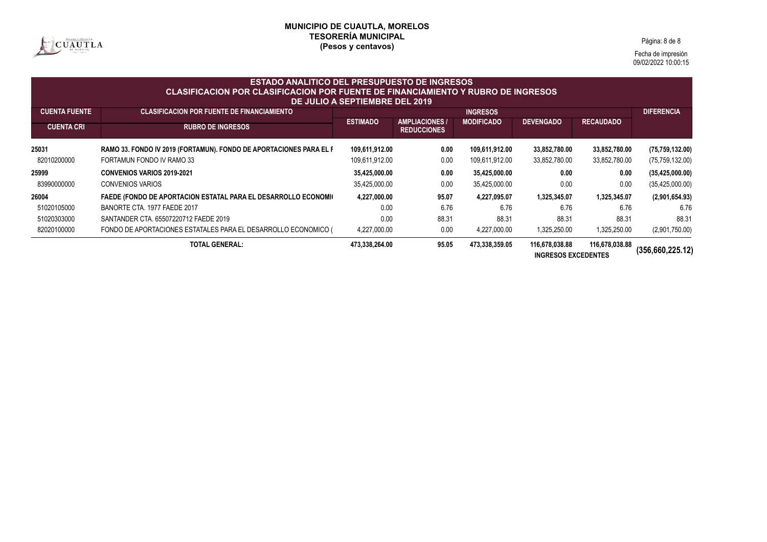**MUNICIPIO DE CUAUTLA, MORELOS**
**TESORERÍA MUNICIPAL**
**(Pesos y centavos)**

Fecha de impresión
09/02/2022 10:00:15

## ESTADO ANALITICO DEL PRESUPUESTO DE INGRESOS
## CLASIFICACION POR CLASIFICACION POR FUENTE DE FINANCIAMIENTO Y RUBRO DE INGRESOS
### DE JULIO A SEPTIEMBRE DEL 2019

| CUENTA FUENTE | CLASIFICACION POR FUENTE DE FINANCIAMIENTO | INGRESOS | | | | | DIFERENCIA |
|---|---|---|---|---|---|---|---|
| CUENTA CRI | RUBRO DE INGRESOS | ESTIMADO | AMPLIACIONES / REDUCCIONES | MODIFICADO | DEVENGADO | RECAUDADO | |
| **25031** | **RAMO 33. FONDO IV 2019 (FORTAMUN). FONDO DE APORTACIONES PARA EL F** | **109,611,912.00** | **0.00** | **109,611,912.00** | **33,852,780.00** | **33,852,780.00** | **(75,759,132.00)** |
| 82010200000 | FORTAMUN FONDO IV RAMO 33 | 109,611,912.00 | 0.00 | 109,611,912.00 | 33,852,780.00 | 33,852,780.00 | (75,759,132.00) |
| **25999** | **CONVENIOS VARIOS 2019-2021** | **35,425,000.00** | **0.00** | **35,425,000.00** | **0.00** | **0.00** | **(35,425,000.00)** |
| 83990000000 | CONVENIOS VARIOS | 35,425,000.00 | 0.00 | 35,425,000.00 | 0.00 | 0.00 | (35,425,000.00) |
| **26004** | **FAEDE (FONDO DE APORTACION ESTATAL PARA EL DESARROLLO ECONOMI(** | **4,227,000.00** | **95.07** | **4,227,095.07** | **1,325,345.07** | **1,325,345.07** | **(2,901,654.93)** |
| 51020105000 | BANORTE CTA. 1977 FAEDE 2017 | 0.00 | 6.76 | 6.76 | 6.76 | 6.76 | 6.76 |
| 51020303000 | SANTANDER CTA. 65507220712 FAEDE 2019 | 0.00 | 88.31 | 88.31 | 88.31 | 88.31 | 88.31 |
| 82020100000 | FONDO DE APORTACIONES ESTATALES PARA EL DESARROLLO ECONOMICO ( | 4,227,000.00 | 0.00 | 4,227,000.00 | 1,325,250.00 | 1,325,250.00 | (2,901,750.00) |
| | **TOTAL GENERAL:** | **473,338,264.00** | **95.05** | **473,338,359.05** | **116,678,038.88** | **116,678,038.88** | **(356,660,225.12)** |
| | | | | | **INGRESOS EXCEDENTES** | | |